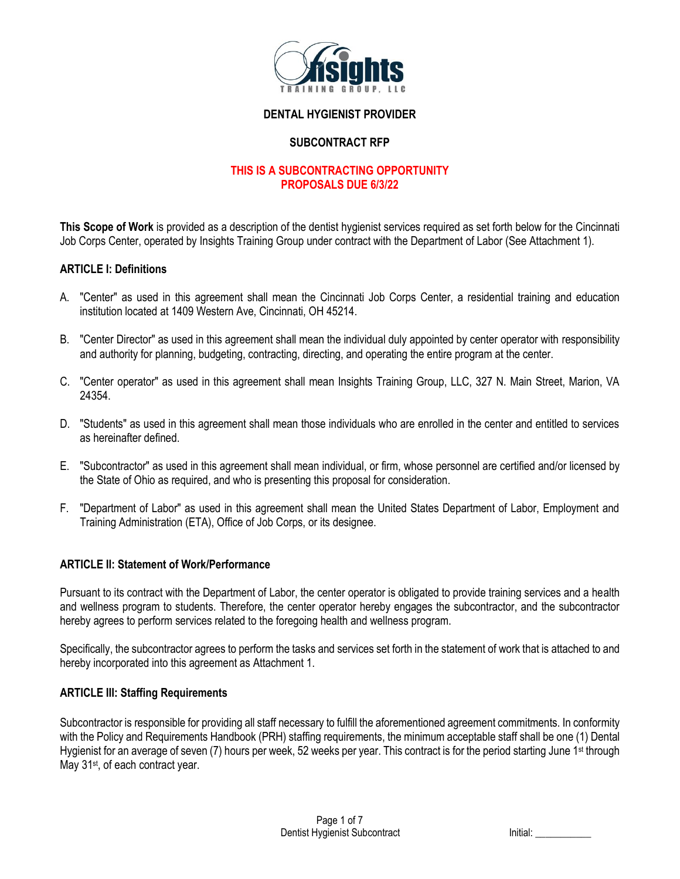# DENTAL HYGIENIST PROVIDER

## SUBCONTRACT RFP

**THIS IS A SUBCONTRACTING OPPORTUNITY**
**PROPOSALS DUE 6/3/22**

**This Scope of Work** is provided as a description of the dentist hygienist services required as set forth below for the Cincinnati Job Corps Center, operated by Insights Training Group under contract with the Department of Labor (See Attachment 1).

### ARTICLE I: Definitions

A. "Center" as used in this agreement shall mean the Cincinnati Job Corps Center, a residential training and education institution located at 1409 Western Ave, Cincinnati, OH 45214.

B. "Center Director" as used in this agreement shall mean the individual duly appointed by center operator with responsibility and authority for planning, budgeting, contracting, directing, and operating the entire program at the center.

C. "Center operator" as used in this agreement shall mean Insights Training Group, LLC, 327 N. Main Street, Marion, VA 24354.

D. "Students" as used in this agreement shall mean those individuals who are enrolled in the center and entitled to services as hereinafter defined.

E. "Subcontractor" as used in this agreement shall mean individual, or firm, whose personnel are certified and/or licensed by the State of Ohio as required, and who is presenting this proposal for consideration.

F. "Department of Labor" as used in this agreement shall mean the United States Department of Labor, Employment and Training Administration (ETA), Office of Job Corps, or its designee.

### ARTICLE II: Statement of Work/Performance

Pursuant to its contract with the Department of Labor, the center operator is obligated to provide training services and a health and wellness program to students. Therefore, the center operator hereby engages the subcontractor, and the subcontractor hereby agrees to perform services related to the foregoing health and wellness program.

Specifically, the subcontractor agrees to perform the tasks and services set forth in the statement of work that is attached to and hereby incorporated into this agreement as Attachment 1.

### ARTICLE III: Staffing Requirements

Subcontractor is responsible for providing all staff necessary to fulfill the aforementioned agreement commitments. In conformity with the Policy and Requirements Handbook (PRH) staffing requirements, the minimum acceptable staff shall be one (1) Dental Hygienist for an average of seven (7) hours per week, 52 weeks per year. This contract is for the period starting June 1st through May 31st, of each contract year.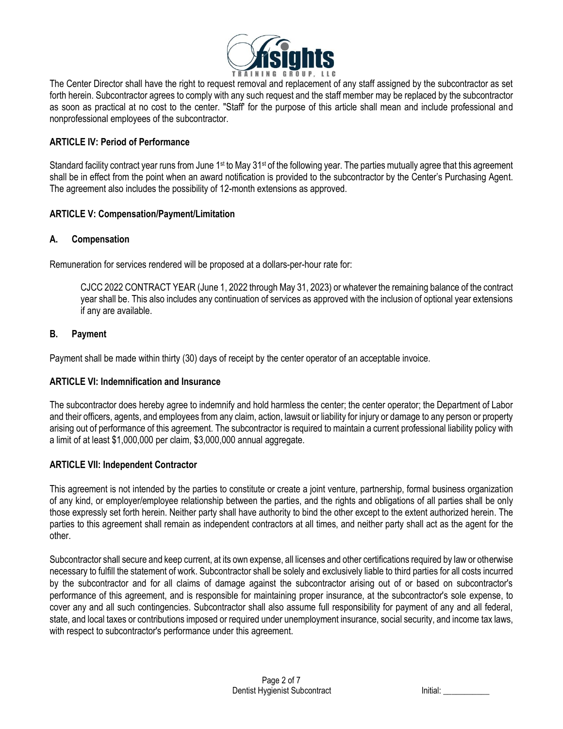The Center Director shall have the right to request removal and replacement of any staff assigned by the subcontractor as set forth herein. Subcontractor agrees to comply with any such request and the staff member may be replaced by the subcontractor as soon as practical at no cost to the center. "Staff' for the purpose of this article shall mean and include professional and nonprofessional employees of the subcontractor.

## ARTICLE IV: Period of Performance

Standard facility contract year runs from June 1st to May 31st of the following year. The parties mutually agree that this agreement shall be in effect from the point when an award notification is provided to the subcontractor by the Center's Purchasing Agent. The agreement also includes the possibility of 12-month extensions as approved.

## ARTICLE V: Compensation/Payment/Limitation

### A. Compensation

Remuneration for services rendered will be proposed at a dollars-per-hour rate for:

> CJCC 2022 CONTRACT YEAR (June 1, 2022 through May 31, 2023) or whatever the remaining balance of the contract year shall be. This also includes any continuation of services as approved with the inclusion of optional year extensions if any are available.

### B. Payment

Payment shall be made within thirty (30) days of receipt by the center operator of an acceptable invoice.

## ARTICLE VI: Indemnification and Insurance

The subcontractor does hereby agree to indemnify and hold harmless the center; the center operator; the Department of Labor and their officers, agents, and employees from any claim, action, lawsuit or liability for injury or damage to any person or property arising out of performance of this agreement. The subcontractor is required to maintain a current professional liability policy with a limit of at least $1,000,000 per claim, $3,000,000 annual aggregate.

## ARTICLE VII: Independent Contractor

This agreement is not intended by the parties to constitute or create a joint venture, partnership, formal business organization of any kind, or employer/employee relationship between the parties, and the rights and obligations of all parties shall be only those expressly set forth herein. Neither party shall have authority to bind the other except to the extent authorized herein. The parties to this agreement shall remain as independent contractors at all times, and neither party shall act as the agent for the other.

Subcontractor shall secure and keep current, at its own expense, all licenses and other certifications required by law or otherwise necessary to fulfill the statement of work. Subcontractor shall be solely and exclusively liable to third parties for all costs incurred by the subcontractor and for all claims of damage against the subcontractor arising out of or based on subcontractor's performance of this agreement, and is responsible for maintaining proper insurance, at the subcontractor's sole expense, to cover any and all such contingencies. Subcontractor shall also assume full responsibility for payment of any and all federal, state, and local taxes or contributions imposed or required under unemployment insurance, social security, and income tax laws, with respect to subcontractor's performance under this agreement.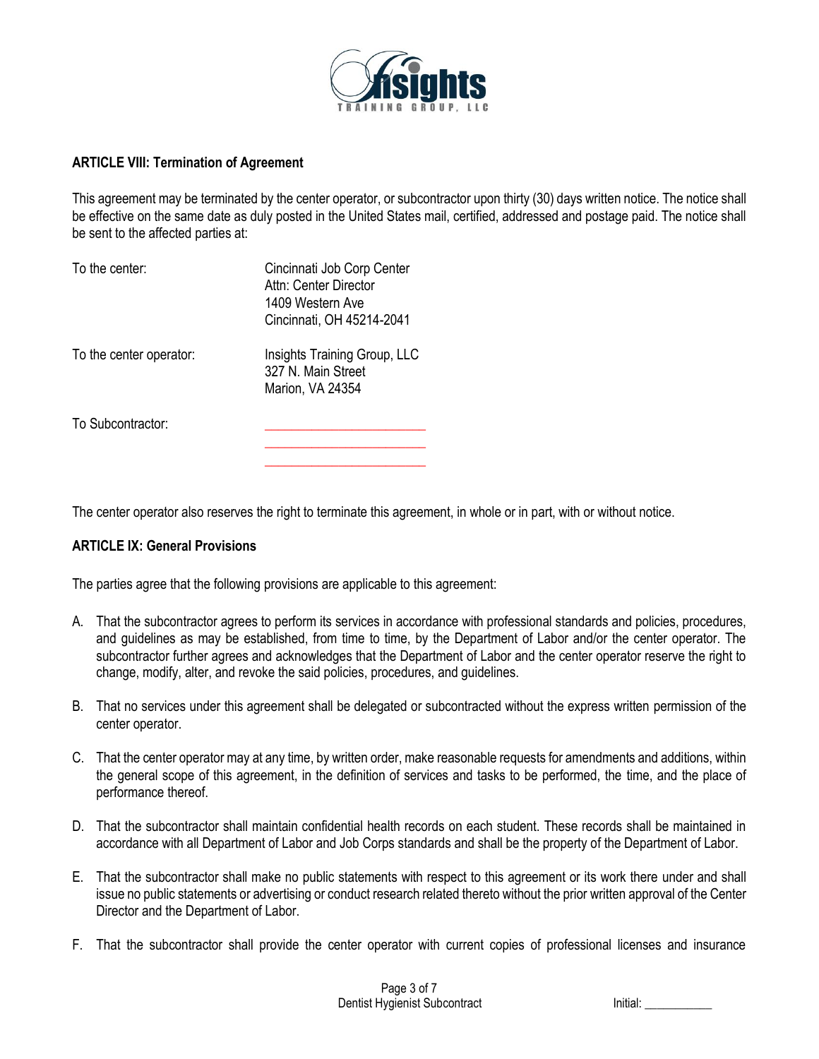## ARTICLE VIII: Termination of Agreement

This agreement may be terminated by the center operator, or subcontractor upon thirty (30) days written notice. The notice shall be effective on the same date as duly posted in the United States mail, certified, addressed and postage paid. The notice shall be sent to the affected parties at:

| | |
|---|---|
| To the center: | Cincinnati Job Corp Center<br>Attn: Center Director<br>1409 Western Ave<br>Cincinnati, OH 45214-2041 |
| To the center operator: | Insights Training Group, LLC<br>327 N. Main Street<br>Marion, VA 24354 |
| To Subcontractor: | ______________________<br>______________________<br>______________________ |

The center operator also reserves the right to terminate this agreement, in whole or in part, with or without notice.

## ARTICLE IX: General Provisions

The parties agree that the following provisions are applicable to this agreement:

A. That the subcontractor agrees to perform its services in accordance with professional standards and policies, procedures, and guidelines as may be established, from time to time, by the Department of Labor and/or the center operator. The subcontractor further agrees and acknowledges that the Department of Labor and the center operator reserve the right to change, modify, alter, and revoke the said policies, procedures, and guidelines.

B. That no services under this agreement shall be delegated or subcontracted without the express written permission of the center operator.

C. That the center operator may at any time, by written order, make reasonable requests for amendments and additions, within the general scope of this agreement, in the definition of services and tasks to be performed, the time, and the place of performance thereof.

D. That the subcontractor shall maintain confidential health records on each student. These records shall be maintained in accordance with all Department of Labor and Job Corps standards and shall be the property of the Department of Labor.

E. That the subcontractor shall make no public statements with respect to this agreement or its work there under and shall issue no public statements or advertising or conduct research related thereto without the prior written approval of the Center Director and the Department of Labor.

F. That the subcontractor shall provide the center operator with current copies of professional licenses and insurance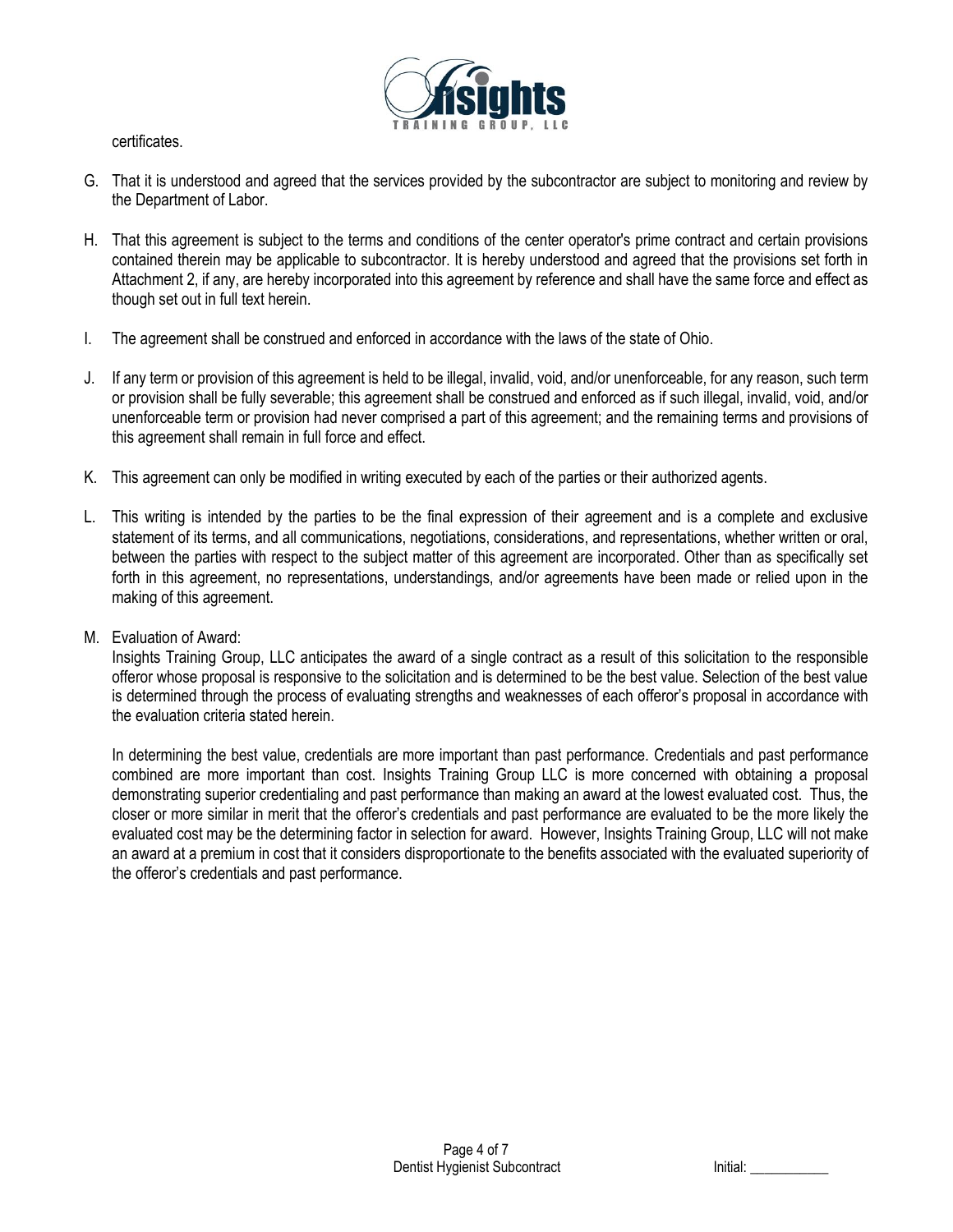certificates.

G. That it is understood and agreed that the services provided by the subcontractor are subject to monitoring and review by the Department of Labor.

H. That this agreement is subject to the terms and conditions of the center operator's prime contract and certain provisions contained therein may be applicable to subcontractor. It is hereby understood and agreed that the provisions set forth in Attachment 2, if any, are hereby incorporated into this agreement by reference and shall have the same force and effect as though set out in full text herein.

I. The agreement shall be construed and enforced in accordance with the laws of the state of Ohio.

J. If any term or provision of this agreement is held to be illegal, invalid, void, and/or unenforceable, for any reason, such term or provision shall be fully severable; this agreement shall be construed and enforced as if such illegal, invalid, void, and/or unenforceable term or provision had never comprised a part of this agreement; and the remaining terms and provisions of this agreement shall remain in full force and effect.

K. This agreement can only be modified in writing executed by each of the parties or their authorized agents.

L. This writing is intended by the parties to be the final expression of their agreement and is a complete and exclusive statement of its terms, and all communications, negotiations, considerations, and representations, whether written or oral, between the parties with respect to the subject matter of this agreement are incorporated. Other than as specifically set forth in this agreement, no representations, understandings, and/or agreements have been made or relied upon in the making of this agreement.

M. Evaluation of Award:
Insights Training Group, LLC anticipates the award of a single contract as a result of this solicitation to the responsible offeror whose proposal is responsive to the solicitation and is determined to be the best value. Selection of the best value is determined through the process of evaluating strengths and weaknesses of each offeror's proposal in accordance with the evaluation criteria stated herein.

In determining the best value, credentials are more important than past performance. Credentials and past performance combined are more important than cost. Insights Training Group LLC is more concerned with obtaining a proposal demonstrating superior credentialing and past performance than making an award at the lowest evaluated cost. Thus, the closer or more similar in merit that the offeror's credentials and past performance are evaluated to be the more likely the evaluated cost may be the determining factor in selection for award. However, Insights Training Group, LLC will not make an award at a premium in cost that it considers disproportionate to the benefits associated with the evaluated superiority of the offeror's credentials and past performance.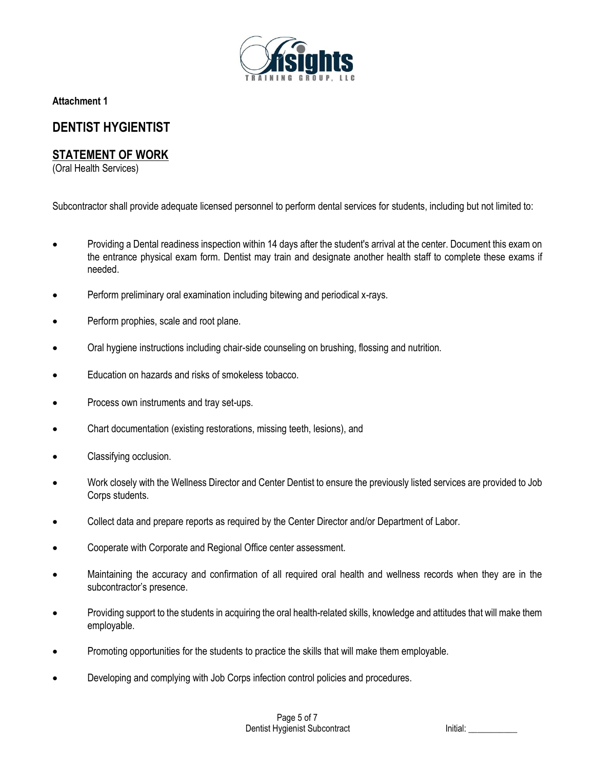**Attachment 1**

# DENTIST HYGIENTIST

## STATEMENT OF WORK

(Oral Health Services)

Subcontractor shall provide adequate licensed personnel to perform dental services for students, including but not limited to:

- Providing a Dental readiness inspection within 14 days after the student's arrival at the center. Document this exam on the entrance physical exam form. Dentist may train and designate another health staff to complete these exams if needed.
- Perform preliminary oral examination including bitewing and periodical x-rays.
- Perform prophies, scale and root plane.
- Oral hygiene instructions including chair-side counseling on brushing, flossing and nutrition.
- Education on hazards and risks of smokeless tobacco.
- Process own instruments and tray set-ups.
- Chart documentation (existing restorations, missing teeth, lesions), and
- Classifying occlusion.
- Work closely with the Wellness Director and Center Dentist to ensure the previously listed services are provided to Job Corps students.
- Collect data and prepare reports as required by the Center Director and/or Department of Labor.
- Cooperate with Corporate and Regional Office center assessment.
- Maintaining the accuracy and confirmation of all required oral health and wellness records when they are in the subcontractor's presence.
- Providing support to the students in acquiring the oral health-related skills, knowledge and attitudes that will make them employable.
- Promoting opportunities for the students to practice the skills that will make them employable.
- Developing and complying with Job Corps infection control policies and procedures.

Initial: ___________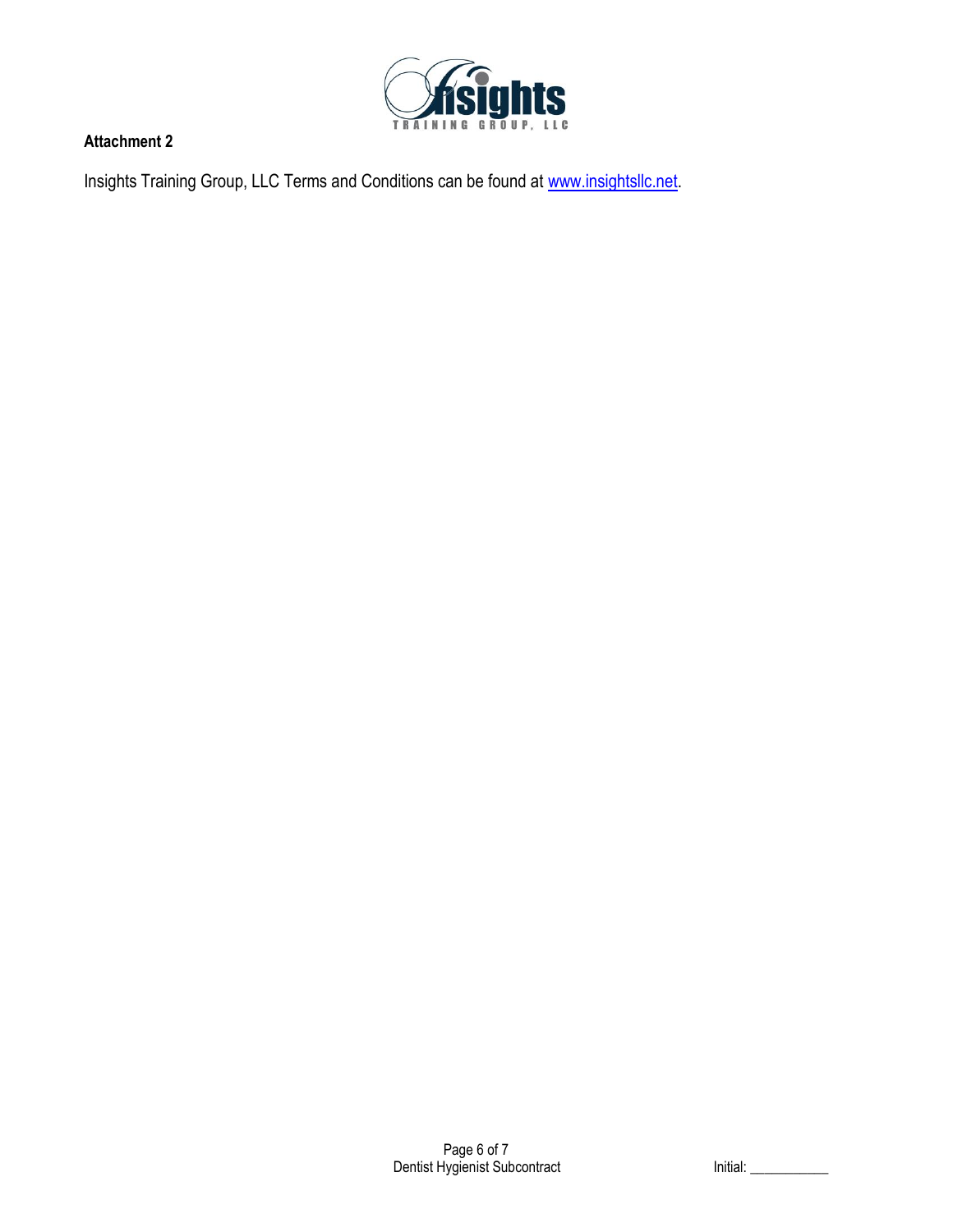**Attachment 2**

Insights Training Group, LLC Terms and Conditions can be found at [www.insightsllc.net](http://www.insightsllc.net).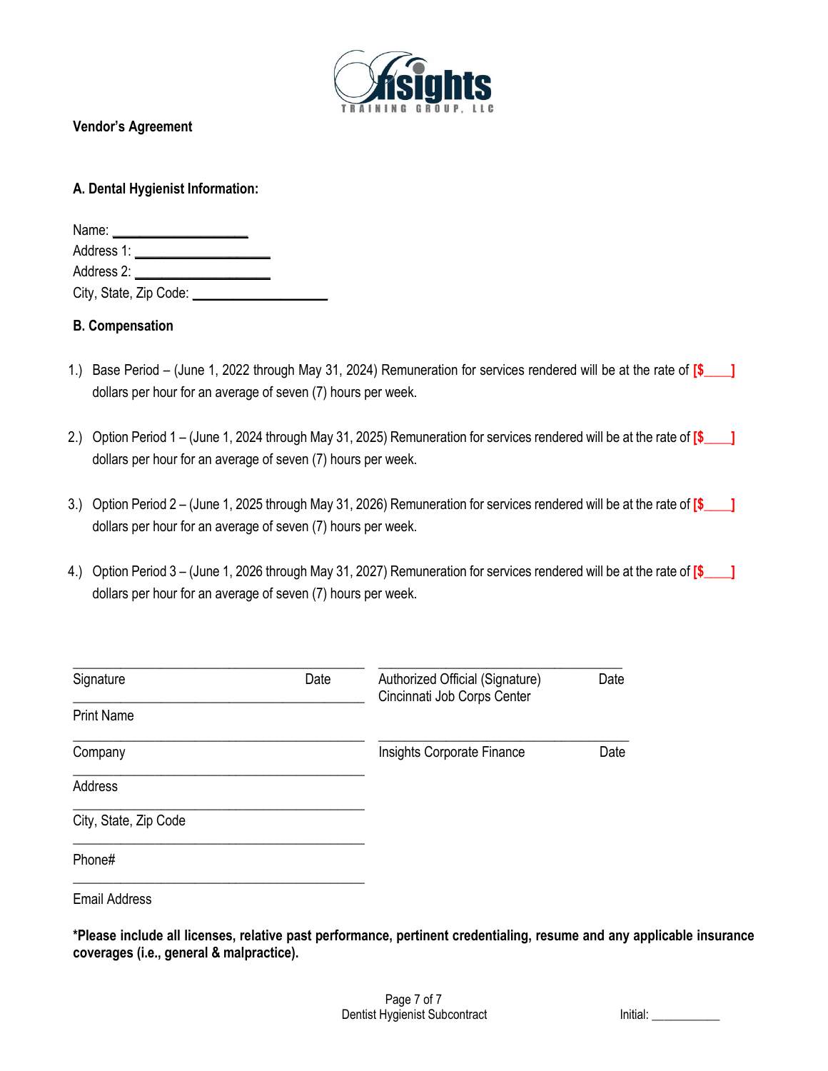**Vendor's Agreement**

**A. Dental Hygienist Information:**

Name: ___________________

Address 1: ___________________

Address 2: ___________________

City, State, Zip Code: ___________________

**B. Compensation**

1.) Base Period – (June 1, 2022 through May 31, 2024) Remuneration for services rendered will be at the rate of **[$____]** dollars per hour for an average of seven (7) hours per week.

2.) Option Period 1 – (June 1, 2024 through May 31, 2025) Remuneration for services rendered will be at the rate of **[$____]** dollars per hour for an average of seven (7) hours per week.

3.) Option Period 2 – (June 1, 2025 through May 31, 2026) Remuneration for services rendered will be at the rate of **[$____]** dollars per hour for an average of seven (7) hours per week.

4.) Option Period 3 – (June 1, 2026 through May 31, 2027) Remuneration for services rendered will be at the rate of **[$____]** dollars per hour for an average of seven (7) hours per week.

| | | | |
|---|---|---|---|
| Signature | Date | Authorized Official (Signature)<br>Cincinnati Job Corps Center | Date |
| Print Name | | | |
| Company | | Insights Corporate Finance | Date |
| Address | | | |
| City, State, Zip Code | | | |
| Phone# | | | |
| Email Address | | | |

**\*Please include all licenses, relative past performance, pertinent credentialing, resume and any applicable insurance coverages (i.e., general & malpractice).**

Dentist Hygienist Subcontract

Initial: ___________